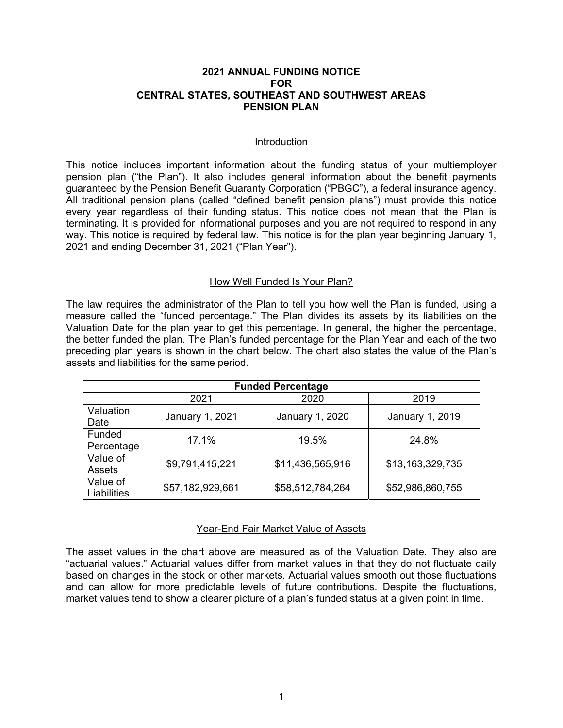# 2021 ANNUAL FUNDING NOTICE FOR CENTRAL STATES, SOUTHEAST AND SOUTHWEST AREAS PENSION PLAN

## Introduction

This notice includes important information about the funding status of your multiemployer pension plan ("the Plan"). It also includes general information about the benefit payments guaranteed by the Pension Benefit Guaranty Corporation ("PBGC"), a federal insurance agency. All traditional pension plans (called "defined benefit pension plans") must provide this notice every year regardless of their funding status. This notice does not mean that the Plan is terminating. It is provided for informational purposes and you are not required to respond in any way. This notice is required by federal law. This notice is for the plan year beginning January 1, 2021 and ending December 31, 2021 ("Plan Year").

## How Well Funded Is Your Plan?

The law requires the administrator of the Plan to tell you how well the Plan is funded, using a measure called the "funded percentage." The Plan divides its assets by its liabilities on the Valuation Date for the plan year to get this percentage. In general, the higher the percentage, the better funded the plan. The Plan's funded percentage for the Plan Year and each of the two preceding plan years is shown in the chart below. The chart also states the value of the Plan's assets and liabilities for the same period.

| **Funded Percentage** | | | |
|---|---|---|---|
| | 2021 | 2020 | 2019 |
| Valuation Date | January 1, 2021 | January 1, 2020 | January 1, 2019 |
| Funded Percentage | 17.1% | 19.5% | 24.8% |
| Value of Assets | $9,791,415,221 | $11,436,565,916 | $13,163,329,735 |
| Value of Liabilities | $57,182,929,661 | $58,512,784,264 | $52,986,860,755 |

## Year-End Fair Market Value of Assets

The asset values in the chart above are measured as of the Valuation Date. They also are "actuarial values." Actuarial values differ from market values in that they do not fluctuate daily based on changes in the stock or other markets. Actuarial values smooth out those fluctuations and can allow for more predictable levels of future contributions. Despite the fluctuations, market values tend to show a clearer picture of a plan's funded status at a given point in time.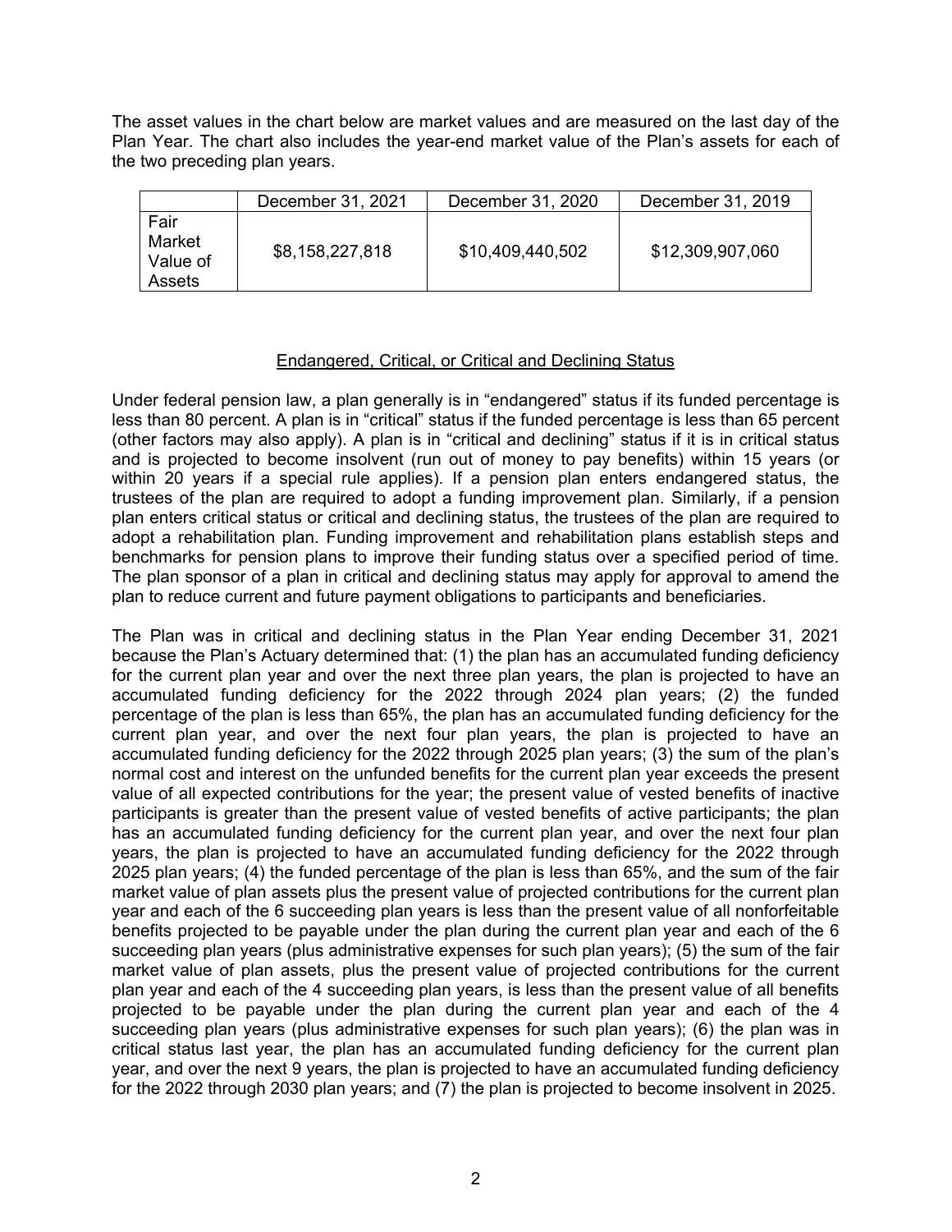The asset values in the chart below are market values and are measured on the last day of the Plan Year. The chart also includes the year-end market value of the Plan's assets for each of the two preceding plan years.

| | December 31, 2021 | December 31, 2020 | December 31, 2019 |
|---|---|---|---|
| Fair Market Value of Assets | $8,158,227,818 | $10,409,440,502 | $12,309,907,060 |

## Endangered, Critical, or Critical and Declining Status

Under federal pension law, a plan generally is in "endangered" status if its funded percentage is less than 80 percent. A plan is in "critical" status if the funded percentage is less than 65 percent (other factors may also apply). A plan is in "critical and declining" status if it is in critical status and is projected to become insolvent (run out of money to pay benefits) within 15 years (or within 20 years if a special rule applies). If a pension plan enters endangered status, the trustees of the plan are required to adopt a funding improvement plan. Similarly, if a pension plan enters critical status or critical and declining status, the trustees of the plan are required to adopt a rehabilitation plan. Funding improvement and rehabilitation plans establish steps and benchmarks for pension plans to improve their funding status over a specified period of time. The plan sponsor of a plan in critical and declining status may apply for approval to amend the plan to reduce current and future payment obligations to participants and beneficiaries.

The Plan was in critical and declining status in the Plan Year ending December 31, 2021 because the Plan's Actuary determined that: (1) the plan has an accumulated funding deficiency for the current plan year and over the next three plan years, the plan is projected to have an accumulated funding deficiency for the 2022 through 2024 plan years; (2) the funded percentage of the plan is less than 65%, the plan has an accumulated funding deficiency for the current plan year, and over the next four plan years, the plan is projected to have an accumulated funding deficiency for the 2022 through 2025 plan years; (3) the sum of the plan's normal cost and interest on the unfunded benefits for the current plan year exceeds the present value of all expected contributions for the year; the present value of vested benefits of inactive participants is greater than the present value of vested benefits of active participants; the plan has an accumulated funding deficiency for the current plan year, and over the next four plan years, the plan is projected to have an accumulated funding deficiency for the 2022 through 2025 plan years; (4) the funded percentage of the plan is less than 65%, and the sum of the fair market value of plan assets plus the present value of projected contributions for the current plan year and each of the 6 succeeding plan years is less than the present value of all nonforfeitable benefits projected to be payable under the plan during the current plan year and each of the 6 succeeding plan years (plus administrative expenses for such plan years); (5) the sum of the fair market value of plan assets, plus the present value of projected contributions for the current plan year and each of the 4 succeeding plan years, is less than the present value of all benefits projected to be payable under the plan during the current plan year and each of the 4 succeeding plan years (plus administrative expenses for such plan years); (6) the plan was in critical status last year, the plan has an accumulated funding deficiency for the current plan year, and over the next 9 years, the plan is projected to have an accumulated funding deficiency for the 2022 through 2030 plan years; and (7) the plan is projected to become insolvent in 2025.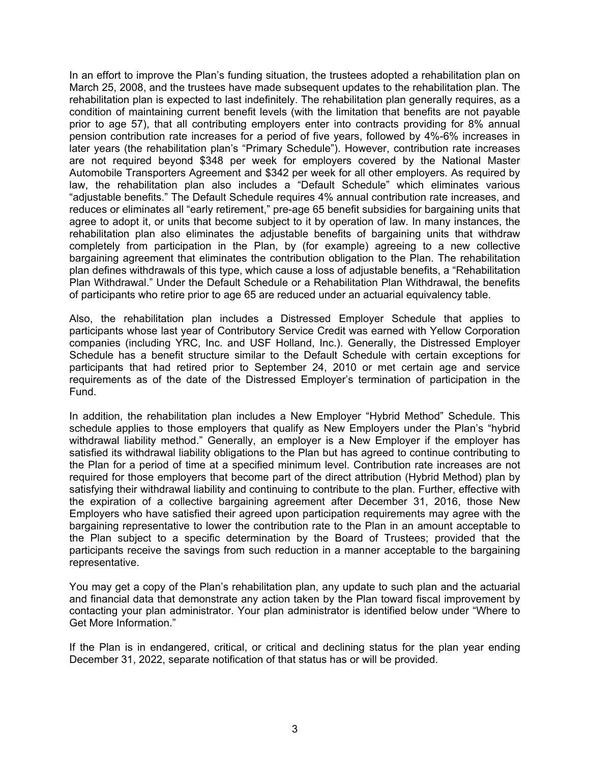In an effort to improve the Plan's funding situation, the trustees adopted a rehabilitation plan on March 25, 2008, and the trustees have made subsequent updates to the rehabilitation plan. The rehabilitation plan is expected to last indefinitely. The rehabilitation plan generally requires, as a condition of maintaining current benefit levels (with the limitation that benefits are not payable prior to age 57), that all contributing employers enter into contracts providing for 8% annual pension contribution rate increases for a period of five years, followed by 4%-6% increases in later years (the rehabilitation plan's "Primary Schedule"). However, contribution rate increases are not required beyond $348 per week for employers covered by the National Master Automobile Transporters Agreement and $342 per week for all other employers. As required by law, the rehabilitation plan also includes a "Default Schedule" which eliminates various "adjustable benefits." The Default Schedule requires 4% annual contribution rate increases, and reduces or eliminates all "early retirement," pre-age 65 benefit subsidies for bargaining units that agree to adopt it, or units that become subject to it by operation of law. In many instances, the rehabilitation plan also eliminates the adjustable benefits of bargaining units that withdraw completely from participation in the Plan, by (for example) agreeing to a new collective bargaining agreement that eliminates the contribution obligation to the Plan. The rehabilitation plan defines withdrawals of this type, which cause a loss of adjustable benefits, a "Rehabilitation Plan Withdrawal." Under the Default Schedule or a Rehabilitation Plan Withdrawal, the benefits of participants who retire prior to age 65 are reduced under an actuarial equivalency table.

Also, the rehabilitation plan includes a Distressed Employer Schedule that applies to participants whose last year of Contributory Service Credit was earned with Yellow Corporation companies (including YRC, Inc. and USF Holland, Inc.). Generally, the Distressed Employer Schedule has a benefit structure similar to the Default Schedule with certain exceptions for participants that had retired prior to September 24, 2010 or met certain age and service requirements as of the date of the Distressed Employer's termination of participation in the Fund.

In addition, the rehabilitation plan includes a New Employer "Hybrid Method" Schedule. This schedule applies to those employers that qualify as New Employers under the Plan's "hybrid withdrawal liability method." Generally, an employer is a New Employer if the employer has satisfied its withdrawal liability obligations to the Plan but has agreed to continue contributing to the Plan for a period of time at a specified minimum level. Contribution rate increases are not required for those employers that become part of the direct attribution (Hybrid Method) plan by satisfying their withdrawal liability and continuing to contribute to the plan. Further, effective with the expiration of a collective bargaining agreement after December 31, 2016, those New Employers who have satisfied their agreed upon participation requirements may agree with the bargaining representative to lower the contribution rate to the Plan in an amount acceptable to the Plan subject to a specific determination by the Board of Trustees; provided that the participants receive the savings from such reduction in a manner acceptable to the bargaining representative.

You may get a copy of the Plan's rehabilitation plan, any update to such plan and the actuarial and financial data that demonstrate any action taken by the Plan toward fiscal improvement by contacting your plan administrator. Your plan administrator is identified below under "Where to Get More Information."

If the Plan is in endangered, critical, or critical and declining status for the plan year ending December 31, 2022, separate notification of that status has or will be provided.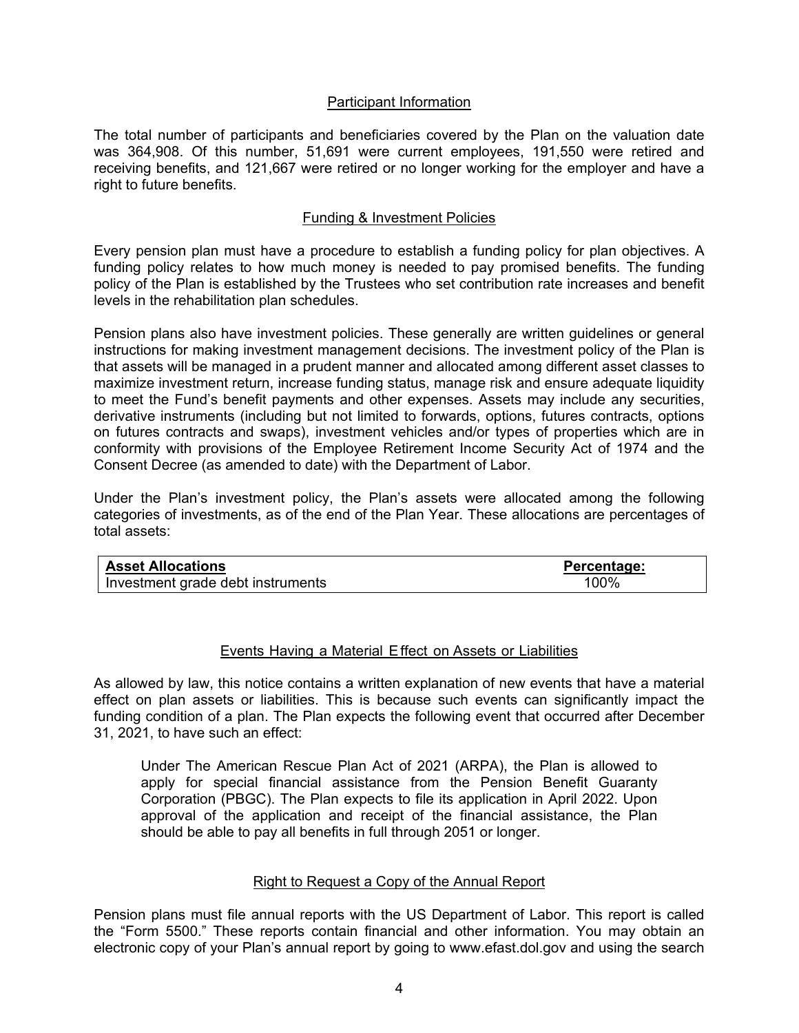## Participant Information

The total number of participants and beneficiaries covered by the Plan on the valuation date was 364,908. Of this number, 51,691 were current employees, 191,550 were retired and receiving benefits, and 121,667 were retired or no longer working for the employer and have a right to future benefits.

## Funding & Investment Policies

Every pension plan must have a procedure to establish a funding policy for plan objectives. A funding policy relates to how much money is needed to pay promised benefits. The funding policy of the Plan is established by the Trustees who set contribution rate increases and benefit levels in the rehabilitation plan schedules.

Pension plans also have investment policies. These generally are written guidelines or general instructions for making investment management decisions. The investment policy of the Plan is that assets will be managed in a prudent manner and allocated among different asset classes to maximize investment return, increase funding status, manage risk and ensure adequate liquidity to meet the Fund's benefit payments and other expenses. Assets may include any securities, derivative instruments (including but not limited to forwards, options, futures contracts, options on futures contracts and swaps), investment vehicles and/or types of properties which are in conformity with provisions of the Employee Retirement Income Security Act of 1974 and the Consent Decree (as amended to date) with the Department of Labor.

Under the Plan's investment policy, the Plan's assets were allocated among the following categories of investments, as of the end of the Plan Year. These allocations are percentages of total assets:

| Asset Allocations | Percentage: |
|---|---|
| Investment grade debt instruments | 100% |

## Events Having a Material Effect on Assets or Liabilities

As allowed by law, this notice contains a written explanation of new events that have a material effect on plan assets or liabilities. This is because such events can significantly impact the funding condition of a plan. The Plan expects the following event that occurred after December 31, 2021, to have such an effect:

> Under The American Rescue Plan Act of 2021 (ARPA), the Plan is allowed to apply for special financial assistance from the Pension Benefit Guaranty Corporation (PBGC). The Plan expects to file its application in April 2022. Upon approval of the application and receipt of the financial assistance, the Plan should be able to pay all benefits in full through 2051 or longer.

## Right to Request a Copy of the Annual Report

Pension plans must file annual reports with the US Department of Labor. This report is called the "Form 5500." These reports contain financial and other information. You may obtain an electronic copy of your Plan's annual report by going to www.efast.dol.gov and using the search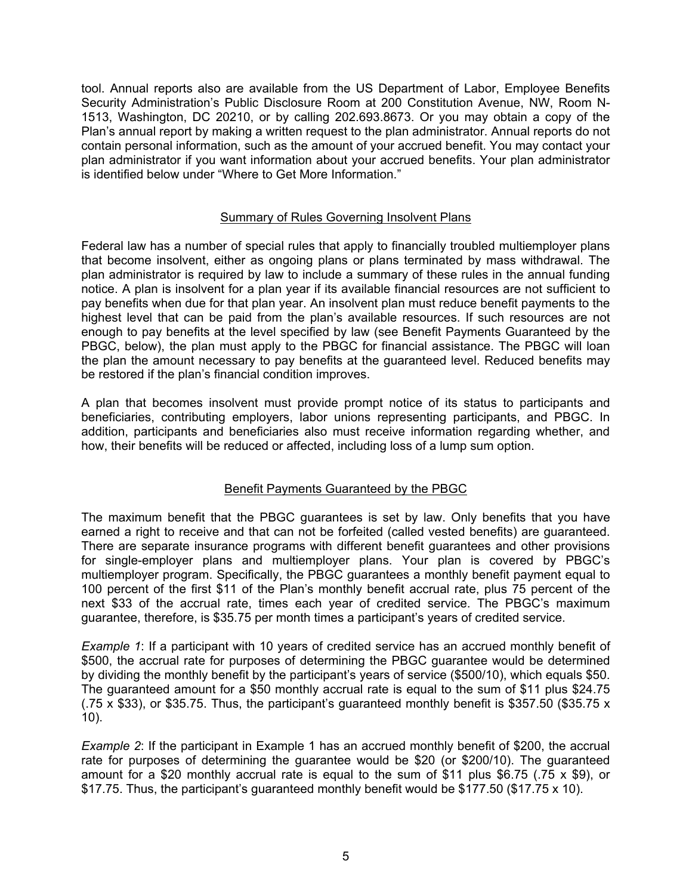tool. Annual reports also are available from the US Department of Labor, Employee Benefits Security Administration's Public Disclosure Room at 200 Constitution Avenue, NW, Room N-1513, Washington, DC 20210, or by calling 202.693.8673. Or you may obtain a copy of the Plan's annual report by making a written request to the plan administrator. Annual reports do not contain personal information, such as the amount of your accrued benefit. You may contact your plan administrator if you want information about your accrued benefits. Your plan administrator is identified below under "Where to Get More Information."

## Summary of Rules Governing Insolvent Plans

Federal law has a number of special rules that apply to financially troubled multiemployer plans that become insolvent, either as ongoing plans or plans terminated by mass withdrawal. The plan administrator is required by law to include a summary of these rules in the annual funding notice. A plan is insolvent for a plan year if its available financial resources are not sufficient to pay benefits when due for that plan year. An insolvent plan must reduce benefit payments to the highest level that can be paid from the plan's available resources. If such resources are not enough to pay benefits at the level specified by law (see Benefit Payments Guaranteed by the PBGC, below), the plan must apply to the PBGC for financial assistance. The PBGC will loan the plan the amount necessary to pay benefits at the guaranteed level. Reduced benefits may be restored if the plan's financial condition improves.

A plan that becomes insolvent must provide prompt notice of its status to participants and beneficiaries, contributing employers, labor unions representing participants, and PBGC. In addition, participants and beneficiaries also must receive information regarding whether, and how, their benefits will be reduced or affected, including loss of a lump sum option.

## Benefit Payments Guaranteed by the PBGC

The maximum benefit that the PBGC guarantees is set by law. Only benefits that you have earned a right to receive and that can not be forfeited (called vested benefits) are guaranteed. There are separate insurance programs with different benefit guarantees and other provisions for single-employer plans and multiemployer plans. Your plan is covered by PBGC's multiemployer program. Specifically, the PBGC guarantees a monthly benefit payment equal to 100 percent of the first $11 of the Plan's monthly benefit accrual rate, plus 75 percent of the next $33 of the accrual rate, times each year of credited service. The PBGC's maximum guarantee, therefore, is $35.75 per month times a participant's years of credited service.

*Example 1*: If a participant with 10 years of credited service has an accrued monthly benefit of $500, the accrual rate for purposes of determining the PBGC guarantee would be determined by dividing the monthly benefit by the participant's years of service ($500/10), which equals $50. The guaranteed amount for a $50 monthly accrual rate is equal to the sum of $11 plus $24.75 (.75 x $33), or $35.75. Thus, the participant's guaranteed monthly benefit is $357.50 ($35.75 x 10).

*Example 2*: If the participant in Example 1 has an accrued monthly benefit of $200, the accrual rate for purposes of determining the guarantee would be $20 (or $200/10). The guaranteed amount for a $20 monthly accrual rate is equal to the sum of $11 plus $6.75 (.75 x $9), or $17.75. Thus, the participant's guaranteed monthly benefit would be $177.50 ($17.75 x 10).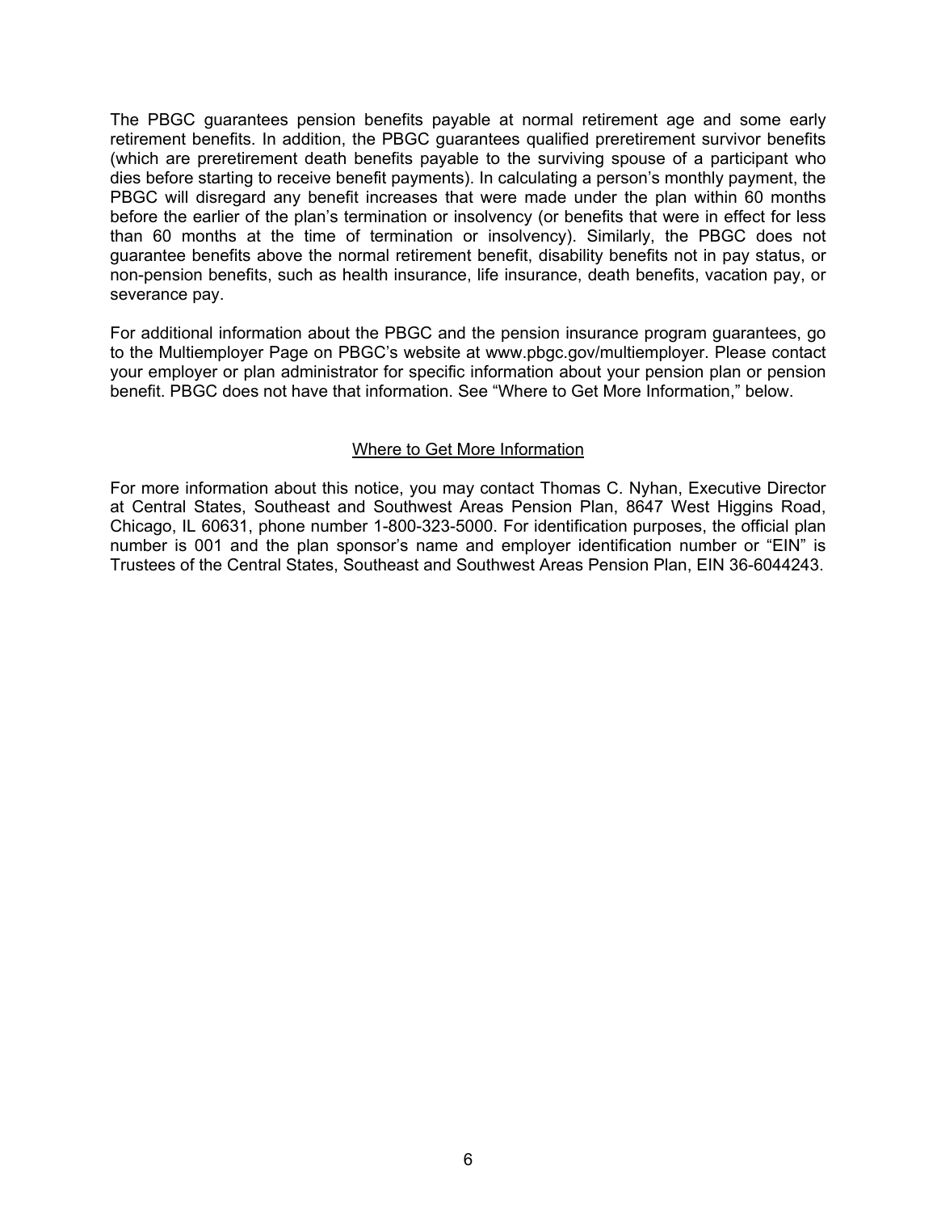The PBGC guarantees pension benefits payable at normal retirement age and some early retirement benefits. In addition, the PBGC guarantees qualified preretirement survivor benefits (which are preretirement death benefits payable to the surviving spouse of a participant who dies before starting to receive benefit payments). In calculating a person's monthly payment, the PBGC will disregard any benefit increases that were made under the plan within 60 months before the earlier of the plan's termination or insolvency (or benefits that were in effect for less than 60 months at the time of termination or insolvency). Similarly, the PBGC does not guarantee benefits above the normal retirement benefit, disability benefits not in pay status, or non-pension benefits, such as health insurance, life insurance, death benefits, vacation pay, or severance pay.

For additional information about the PBGC and the pension insurance program guarantees, go to the Multiemployer Page on PBGC's website at www.pbgc.gov/multiemployer. Please contact your employer or plan administrator for specific information about your pension plan or pension benefit. PBGC does not have that information. See "Where to Get More Information," below.

## Where to Get More Information

For more information about this notice, you may contact Thomas C. Nyhan, Executive Director at Central States, Southeast and Southwest Areas Pension Plan, 8647 West Higgins Road, Chicago, IL 60631, phone number 1-800-323-5000. For identification purposes, the official plan number is 001 and the plan sponsor's name and employer identification number or "EIN" is Trustees of the Central States, Southeast and Southwest Areas Pension Plan, EIN 36-6044243.